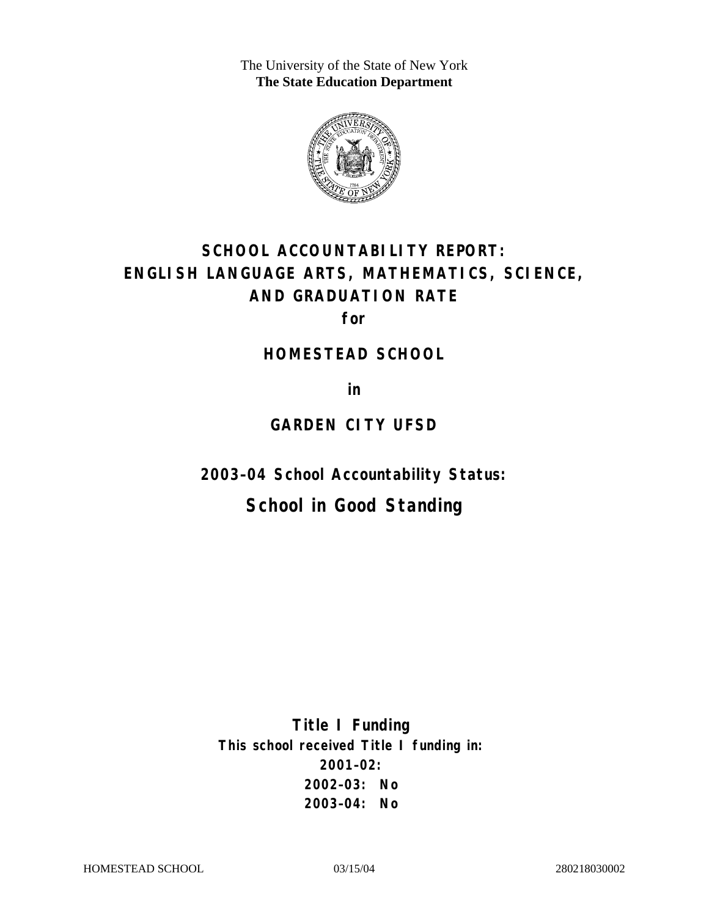The University of the State of New York
**The State Education Department**

# SCHOOL ACCOUNTABILITY REPORT: ENGLISH LANGUAGE ARTS, MATHEMATICS, SCIENCE, AND GRADUATION RATE

**for**

## HOMESTEAD SCHOOL

**in**

## GARDEN CITY UFSD

**2003–04 School Accountability Status:**

## School in Good Standing

**Title I Funding**

**This school received Title I funding in:**

**2001–02:**

**2002–03: No**

**2003–04: No**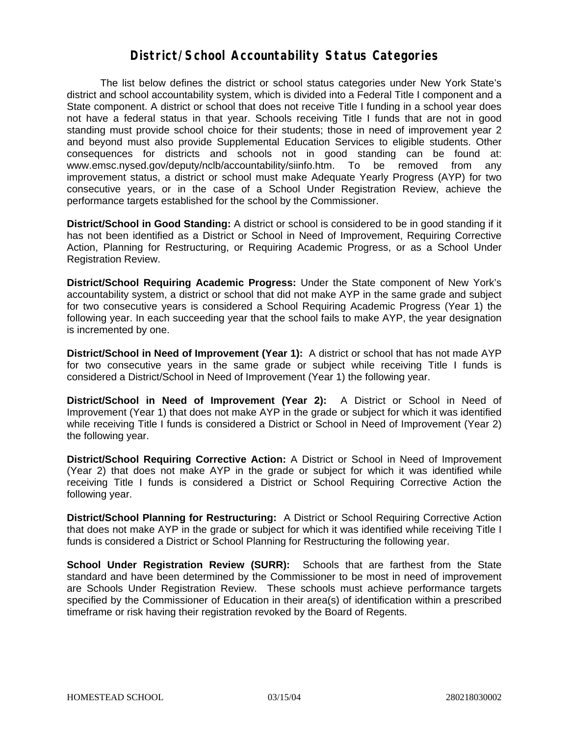# District/School Accountability Status Categories

The list below defines the district or school status categories under New York State's district and school accountability system, which is divided into a Federal Title I component and a State component. A district or school that does not receive Title I funding in a school year does not have a federal status in that year. Schools receiving Title I funds that are not in good standing must provide school choice for their students; those in need of improvement year 2 and beyond must also provide Supplemental Education Services to eligible students. Other consequences for districts and schools not in good standing can be found at: www.emsc.nysed.gov/deputy/nclb/accountability/siinfo.htm. To be removed from any improvement status, a district or school must make Adequate Yearly Progress (AYP) for two consecutive years, or in the case of a School Under Registration Review, achieve the performance targets established for the school by the Commissioner.

**District/School in Good Standing:** A district or school is considered to be in good standing if it has not been identified as a District or School in Need of Improvement, Requiring Corrective Action, Planning for Restructuring, or Requiring Academic Progress, or as a School Under Registration Review.

**District/School Requiring Academic Progress:** Under the State component of New York's accountability system, a district or school that did not make AYP in the same grade and subject for two consecutive years is considered a School Requiring Academic Progress (Year 1) the following year. In each succeeding year that the school fails to make AYP, the year designation is incremented by one.

**District/School in Need of Improvement (Year 1):** A district or school that has not made AYP for two consecutive years in the same grade or subject while receiving Title I funds is considered a District/School in Need of Improvement (Year 1) the following year.

**District/School in Need of Improvement (Year 2):** A District or School in Need of Improvement (Year 1) that does not make AYP in the grade or subject for which it was identified while receiving Title I funds is considered a District or School in Need of Improvement (Year 2) the following year.

**District/School Requiring Corrective Action:** A District or School in Need of Improvement (Year 2) that does not make AYP in the grade or subject for which it was identified while receiving Title I funds is considered a District or School Requiring Corrective Action the following year.

**District/School Planning for Restructuring:** A District or School Requiring Corrective Action that does not make AYP in the grade or subject for which it was identified while receiving Title I funds is considered a District or School Planning for Restructuring the following year.

**School Under Registration Review (SURR):** Schools that are farthest from the State standard and have been determined by the Commissioner to be most in need of improvement are Schools Under Registration Review. These schools must achieve performance targets specified by the Commissioner of Education in their area(s) of identification within a prescribed timeframe or risk having their registration revoked by the Board of Regents.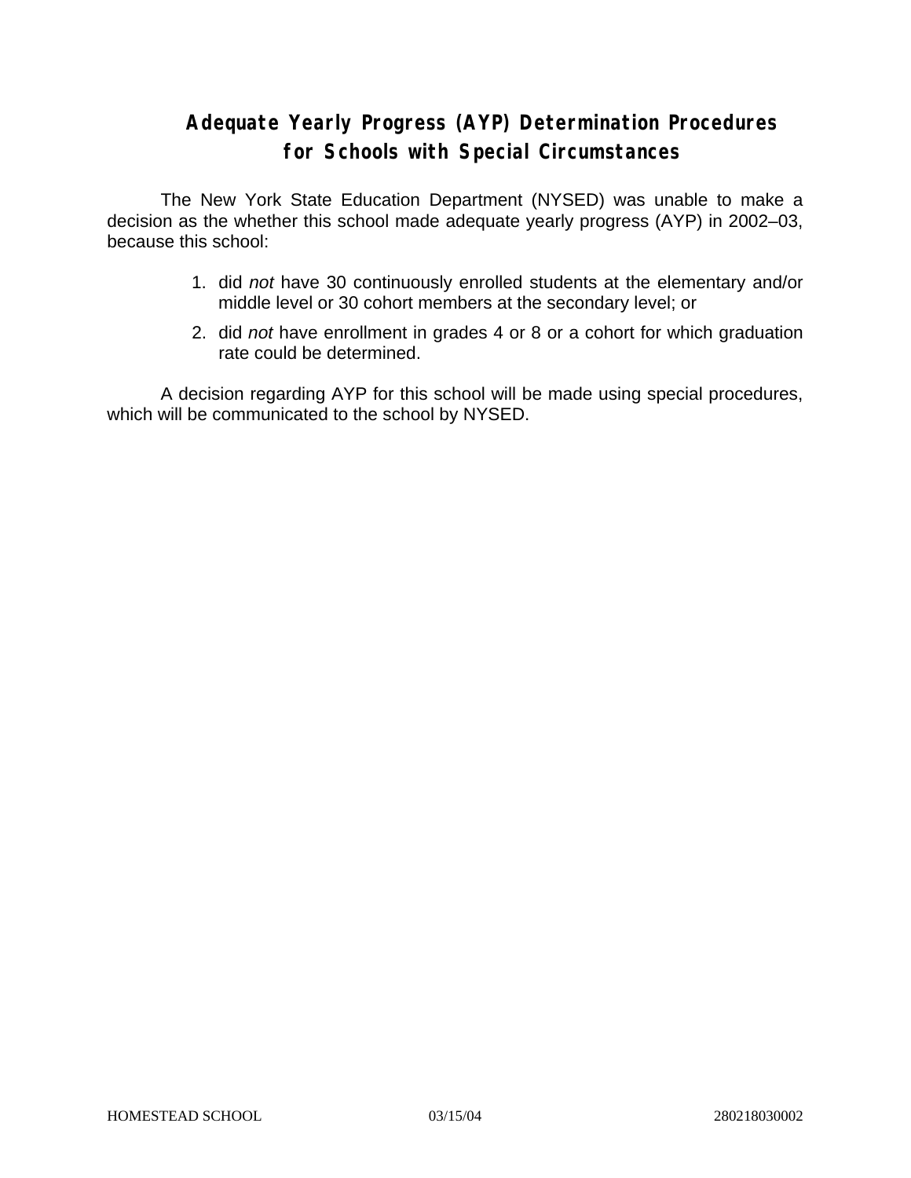# Adequate Yearly Progress (AYP) Determination Procedures for Schools with Special Circumstances

The New York State Education Department (NYSED) was unable to make a decision as the whether this school made adequate yearly progress (AYP) in 2002–03, because this school:

1. did *not* have 30 continuously enrolled students at the elementary and/or middle level or 30 cohort members at the secondary level; or
2. did *not* have enrollment in grades 4 or 8 or a cohort for which graduation rate could be determined.

A decision regarding AYP for this school will be made using special procedures, which will be communicated to the school by NYSED.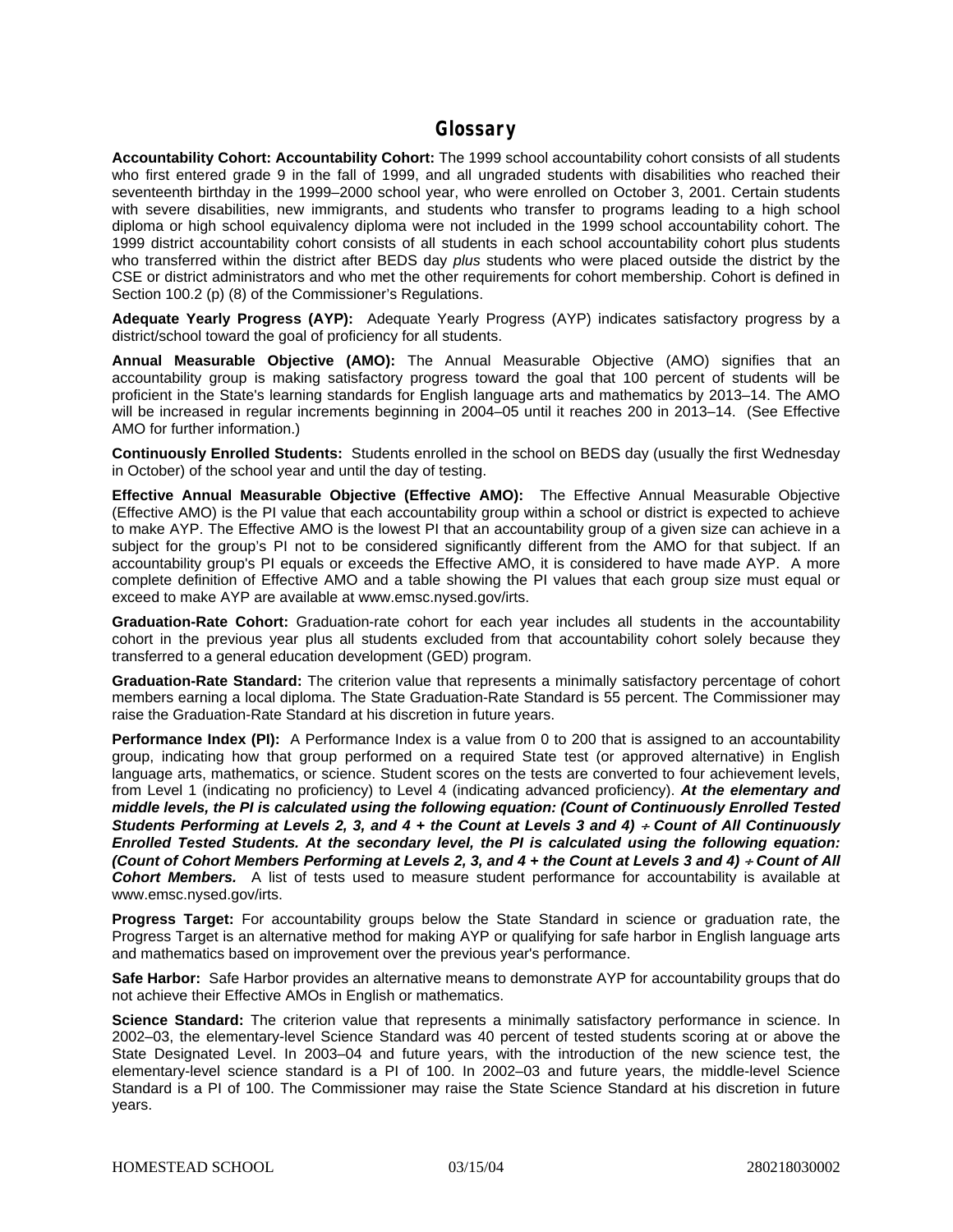# Glossary

**Accountability Cohort: Accountability Cohort:** The 1999 school accountability cohort consists of all students who first entered grade 9 in the fall of 1999, and all ungraded students with disabilities who reached their seventeenth birthday in the 1999–2000 school year, who were enrolled on October 3, 2001. Certain students with severe disabilities, new immigrants, and students who transfer to programs leading to a high school diploma or high school equivalency diploma were not included in the 1999 school accountability cohort. The 1999 district accountability cohort consists of all students in each school accountability cohort plus students who transferred within the district after BEDS day *plus* students who were placed outside the district by the CSE or district administrators and who met the other requirements for cohort membership. Cohort is defined in Section 100.2 (p) (8) of the Commissioner's Regulations.

**Adequate Yearly Progress (AYP):** Adequate Yearly Progress (AYP) indicates satisfactory progress by a district/school toward the goal of proficiency for all students.

**Annual Measurable Objective (AMO):** The Annual Measurable Objective (AMO) signifies that an accountability group is making satisfactory progress toward the goal that 100 percent of students will be proficient in the State's learning standards for English language arts and mathematics by 2013–14. The AMO will be increased in regular increments beginning in 2004–05 until it reaches 200 in 2013–14. (See Effective AMO for further information.)

**Continuously Enrolled Students:** Students enrolled in the school on BEDS day (usually the first Wednesday in October) of the school year and until the day of testing.

**Effective Annual Measurable Objective (Effective AMO):** The Effective Annual Measurable Objective (Effective AMO) is the PI value that each accountability group within a school or district is expected to achieve to make AYP. The Effective AMO is the lowest PI that an accountability group of a given size can achieve in a subject for the group's PI not to be considered significantly different from the AMO for that subject. If an accountability group's PI equals or exceeds the Effective AMO, it is considered to have made AYP. A more complete definition of Effective AMO and a table showing the PI values that each group size must equal or exceed to make AYP are available at www.emsc.nysed.gov/irts.

**Graduation-Rate Cohort:** Graduation-rate cohort for each year includes all students in the accountability cohort in the previous year plus all students excluded from that accountability cohort solely because they transferred to a general education development (GED) program.

**Graduation-Rate Standard:** The criterion value that represents a minimally satisfactory percentage of cohort members earning a local diploma. The State Graduation-Rate Standard is 55 percent. The Commissioner may raise the Graduation-Rate Standard at his discretion in future years.

**Performance Index (PI):** A Performance Index is a value from 0 to 200 that is assigned to an accountability group, indicating how that group performed on a required State test (or approved alternative) in English language arts, mathematics, or science. Student scores on the tests are converted to four achievement levels, from Level 1 (indicating no proficiency) to Level 4 (indicating advanced proficiency). ***At the elementary and middle levels, the PI is calculated using the following equation: (Count of Continuously Enrolled Tested Students Performing at Levels 2, 3, and 4 + the Count at Levels 3 and 4) ÷ Count of All Continuously Enrolled Tested Students. At the secondary level, the PI is calculated using the following equation: (Count of Cohort Members Performing at Levels 2, 3, and 4 + the Count at Levels 3 and 4) ÷ Count of All Cohort Members.*** A list of tests used to measure student performance for accountability is available at www.emsc.nysed.gov/irts.

**Progress Target:** For accountability groups below the State Standard in science or graduation rate, the Progress Target is an alternative method for making AYP or qualifying for safe harbor in English language arts and mathematics based on improvement over the previous year's performance.

**Safe Harbor:** Safe Harbor provides an alternative means to demonstrate AYP for accountability groups that do not achieve their Effective AMOs in English or mathematics.

**Science Standard:** The criterion value that represents a minimally satisfactory performance in science. In 2002–03, the elementary-level Science Standard was 40 percent of tested students scoring at or above the State Designated Level. In 2003–04 and future years, with the introduction of the new science test, the elementary-level science standard is a PI of 100. In 2002–03 and future years, the middle-level Science Standard is a PI of 100. The Commissioner may raise the State Science Standard at his discretion in future years.